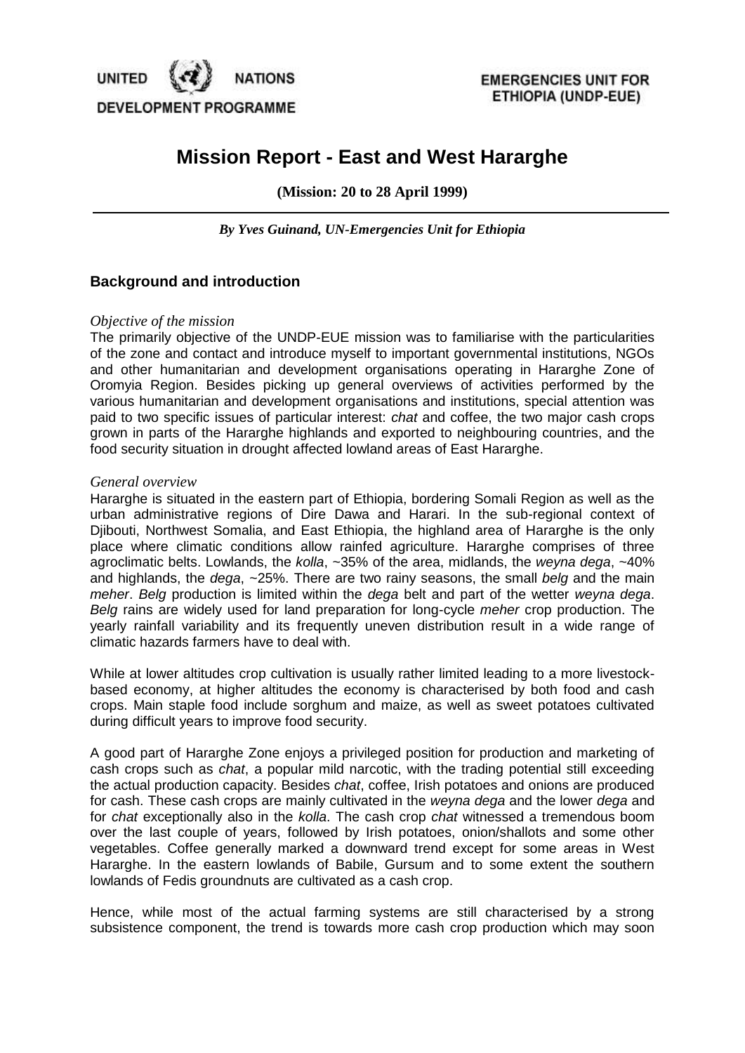UNITED NATIONS DEVELOPMENT PROGRAMME

EMERGENCIES UNIT FOR ETHIOPIA (UNDP-EUE)

# Mission Report - East and West Hararghe

**(Mission: 20 to 28 April 1999)**

***By Yves Guinand, UN-Emergencies Unit for Ethiopia***

## Background and introduction

*Objective of the mission*

The primarily objective of the UNDP-EUE mission was to familiarise with the particularities of the zone and contact and introduce myself to important governmental institutions, NGOs and other humanitarian and development organisations operating in Hararghe Zone of Oromyia Region. Besides picking up general overviews of activities performed by the various humanitarian and development organisations and institutions, special attention was paid to two specific issues of particular interest: *chat* and coffee, the two major cash crops grown in parts of the Hararghe highlands and exported to neighbouring countries, and the food security situation in drought affected lowland areas of East Hararghe.

*General overview*

Hararghe is situated in the eastern part of Ethiopia, bordering Somali Region as well as the urban administrative regions of Dire Dawa and Harari. In the sub-regional context of Djibouti, Northwest Somalia, and East Ethiopia, the highland area of Hararghe is the only place where climatic conditions allow rainfed agriculture. Hararghe comprises of three agroclimatic belts. Lowlands, the *kolla*, ~35% of the area, midlands, the *weyna dega*, ~40% and highlands, the *dega*, ~25%. There are two rainy seasons, the small *belg* and the main *meher*. *Belg* production is limited within the *dega* belt and part of the wetter *weyna dega*. *Belg* rains are widely used for land preparation for long-cycle *meher* crop production. The yearly rainfall variability and its frequently uneven distribution result in a wide range of climatic hazards farmers have to deal with.

While at lower altitudes crop cultivation is usually rather limited leading to a more livestock-based economy, at higher altitudes the economy is characterised by both food and cash crops. Main staple food include sorghum and maize, as well as sweet potatoes cultivated during difficult years to improve food security.

A good part of Hararghe Zone enjoys a privileged position for production and marketing of cash crops such as *chat*, a popular mild narcotic, with the trading potential still exceeding the actual production capacity. Besides *chat*, coffee, Irish potatoes and onions are produced for cash. These cash crops are mainly cultivated in the *weyna dega* and the lower *dega* and for *chat* exceptionally also in the *kolla*. The cash crop *chat* witnessed a tremendous boom over the last couple of years, followed by Irish potatoes, onion/shallots and some other vegetables. Coffee generally marked a downward trend except for some areas in West Hararghe. In the eastern lowlands of Babile, Gursum and to some extent the southern lowlands of Fedis groundnuts are cultivated as a cash crop.

Hence, while most of the actual farming systems are still characterised by a strong subsistence component, the trend is towards more cash crop production which may soon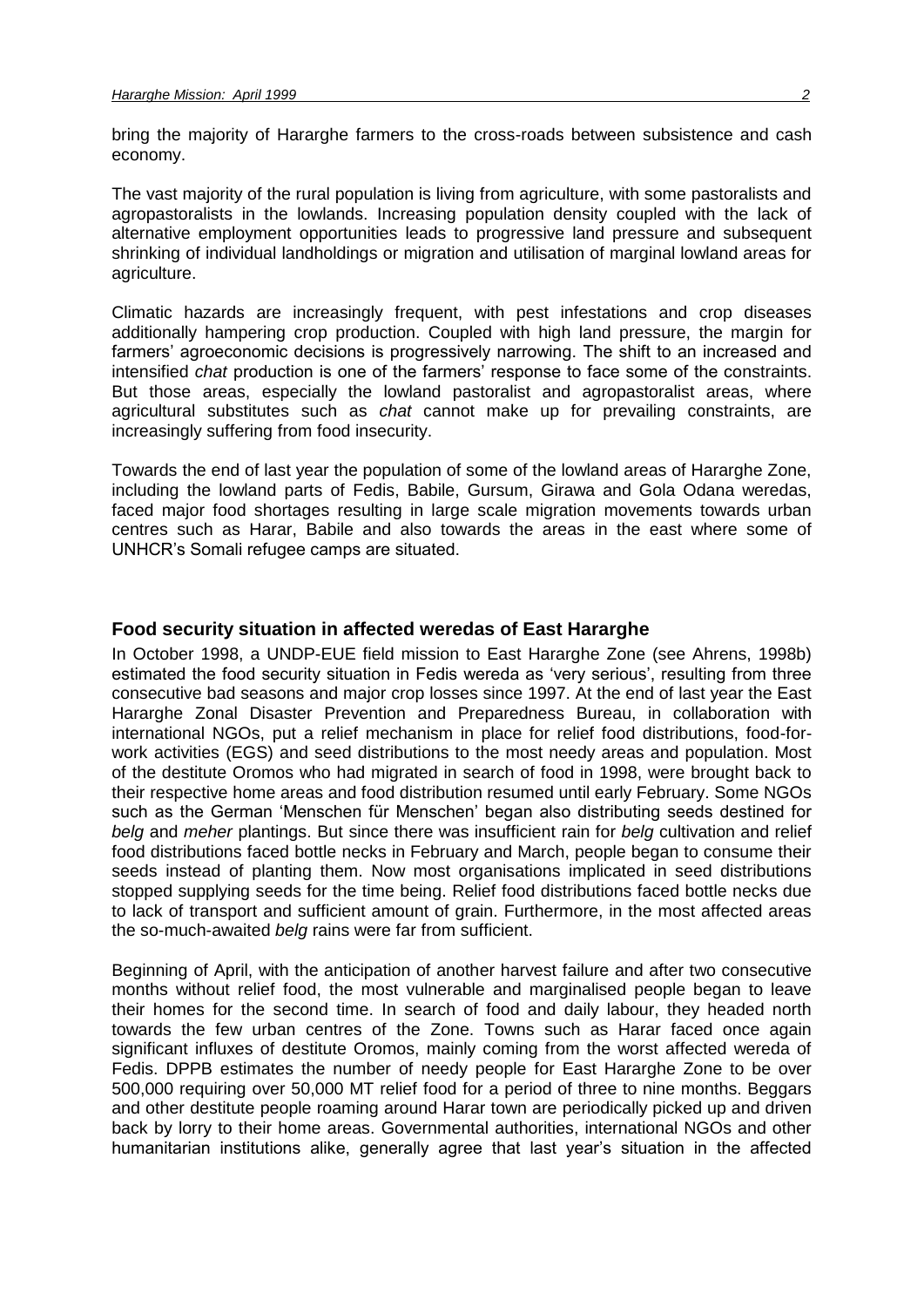bring the majority of Hararghe farmers to the cross-roads between subsistence and cash economy.

The vast majority of the rural population is living from agriculture, with some pastoralists and agropastoralists in the lowlands. Increasing population density coupled with the lack of alternative employment opportunities leads to progressive land pressure and subsequent shrinking of individual landholdings or migration and utilisation of marginal lowland areas for agriculture.

Climatic hazards are increasingly frequent, with pest infestations and crop diseases additionally hampering crop production. Coupled with high land pressure, the margin for farmers' agroeconomic decisions is progressively narrowing. The shift to an increased and intensified *chat* production is one of the farmers' response to face some of the constraints. But those areas, especially the lowland pastoralist and agropastoralist areas, where agricultural substitutes such as *chat* cannot make up for prevailing constraints, are increasingly suffering from food insecurity.

Towards the end of last year the population of some of the lowland areas of Hararghe Zone, including the lowland parts of Fedis, Babile, Gursum, Girawa and Gola Odana weredas, faced major food shortages resulting in large scale migration movements towards urban centres such as Harar, Babile and also towards the areas in the east where some of UNHCR's Somali refugee camps are situated.

## Food security situation in affected weredas of East Hararghe

In October 1998, a UNDP-EUE field mission to East Hararghe Zone (see Ahrens, 1998b) estimated the food security situation in Fedis wereda as 'very serious', resulting from three consecutive bad seasons and major crop losses since 1997. At the end of last year the East Hararghe Zonal Disaster Prevention and Preparedness Bureau, in collaboration with international NGOs, put a relief mechanism in place for relief food distributions, food-for-work activities (EGS) and seed distributions to the most needy areas and population. Most of the destitute Oromos who had migrated in search of food in 1998, were brought back to their respective home areas and food distribution resumed until early February. Some NGOs such as the German 'Menschen für Menschen' began also distributing seeds destined for *belg* and *meher* plantings. But since there was insufficient rain for *belg* cultivation and relief food distributions faced bottle necks in February and March, people began to consume their seeds instead of planting them. Now most organisations implicated in seed distributions stopped supplying seeds for the time being. Relief food distributions faced bottle necks due to lack of transport and sufficient amount of grain. Furthermore, in the most affected areas the so-much-awaited *belg* rains were far from sufficient.

Beginning of April, with the anticipation of another harvest failure and after two consecutive months without relief food, the most vulnerable and marginalised people began to leave their homes for the second time. In search of food and daily labour, they headed north towards the few urban centres of the Zone. Towns such as Harar faced once again significant influxes of destitute Oromos, mainly coming from the worst affected wereda of Fedis. DPPB estimates the number of needy people for East Hararghe Zone to be over 500,000 requiring over 50,000 MT relief food for a period of three to nine months. Beggars and other destitute people roaming around Harar town are periodically picked up and driven back by lorry to their home areas. Governmental authorities, international NGOs and other humanitarian institutions alike, generally agree that last year's situation in the affected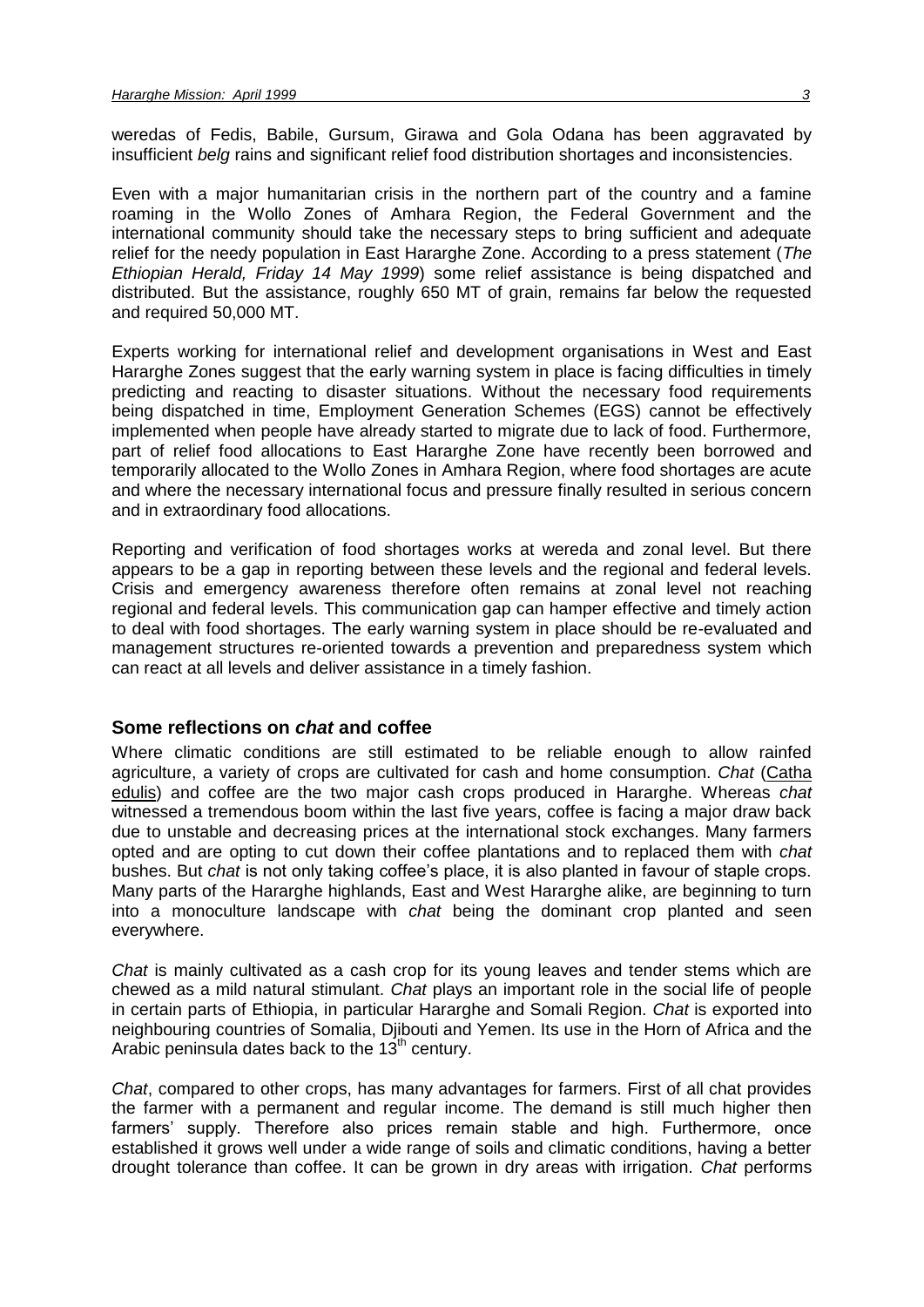weredas of Fedis, Babile, Gursum, Girawa and Gola Odana has been aggravated by insufficient *belg* rains and significant relief food distribution shortages and inconsistencies.

Even with a major humanitarian crisis in the northern part of the country and a famine roaming in the Wollo Zones of Amhara Region, the Federal Government and the international community should take the necessary steps to bring sufficient and adequate relief for the needy population in East Hararghe Zone. According to a press statement (*The Ethiopian Herald, Friday 14 May 1999*) some relief assistance is being dispatched and distributed. But the assistance, roughly 650 MT of grain, remains far below the requested and required 50,000 MT.

Experts working for international relief and development organisations in West and East Hararghe Zones suggest that the early warning system in place is facing difficulties in timely predicting and reacting to disaster situations. Without the necessary food requirements being dispatched in time, Employment Generation Schemes (EGS) cannot be effectively implemented when people have already started to migrate due to lack of food. Furthermore, part of relief food allocations to East Hararghe Zone have recently been borrowed and temporarily allocated to the Wollo Zones in Amhara Region, where food shortages are acute and where the necessary international focus and pressure finally resulted in serious concern and in extraordinary food allocations.

Reporting and verification of food shortages works at wereda and zonal level. But there appears to be a gap in reporting between these levels and the regional and federal levels. Crisis and emergency awareness therefore often remains at zonal level not reaching regional and federal levels. This communication gap can hamper effective and timely action to deal with food shortages. The early warning system in place should be re-evaluated and management structures re-oriented towards a prevention and preparedness system which can react at all levels and deliver assistance in a timely fashion.

## Some reflections on *chat* and coffee

Where climatic conditions are still estimated to be reliable enough to allow rainfed agriculture, a variety of crops are cultivated for cash and home consumption. *Chat* (Catha edulis) and coffee are the two major cash crops produced in Hararghe. Whereas *chat* witnessed a tremendous boom within the last five years, coffee is facing a major draw back due to unstable and decreasing prices at the international stock exchanges. Many farmers opted and are opting to cut down their coffee plantations and to replaced them with *chat* bushes. But *chat* is not only taking coffee's place, it is also planted in favour of staple crops. Many parts of the Hararghe highlands, East and West Hararghe alike, are beginning to turn into a monoculture landscape with *chat* being the dominant crop planted and seen everywhere.

*Chat* is mainly cultivated as a cash crop for its young leaves and tender stems which are chewed as a mild natural stimulant. *Chat* plays an important role in the social life of people in certain parts of Ethiopia, in particular Hararghe and Somali Region. *Chat* is exported into neighbouring countries of Somalia, Djibouti and Yemen. Its use in the Horn of Africa and the Arabic peninsula dates back to the 13th century.

*Chat*, compared to other crops, has many advantages for farmers. First of all chat provides the farmer with a permanent and regular income. The demand is still much higher then farmers' supply. Therefore also prices remain stable and high. Furthermore, once established it grows well under a wide range of soils and climatic conditions, having a better drought tolerance than coffee. It can be grown in dry areas with irrigation. *Chat* performs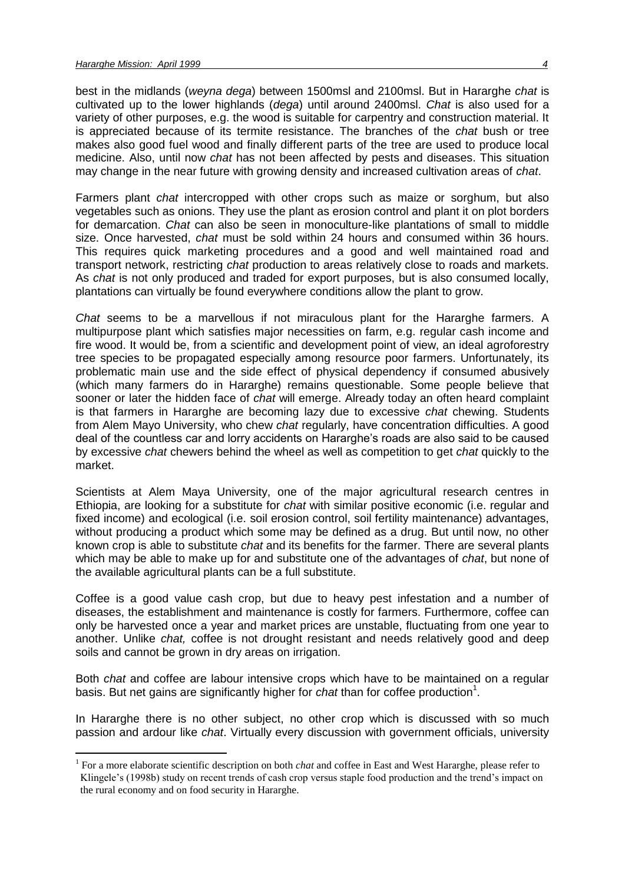best in the midlands (*weyna dega*) between 1500msl and 2100msl. But in Hararghe *chat* is cultivated up to the lower highlands (*dega*) until around 2400msl. *Chat* is also used for a variety of other purposes, e.g. the wood is suitable for carpentry and construction material. It is appreciated because of its termite resistance. The branches of the *chat* bush or tree makes also good fuel wood and finally different parts of the tree are used to produce local medicine. Also, until now *chat* has not been affected by pests and diseases. This situation may change in the near future with growing density and increased cultivation areas of *chat*.

Farmers plant *chat* intercropped with other crops such as maize or sorghum, but also vegetables such as onions. They use the plant as erosion control and plant it on plot borders for demarcation. *Chat* can also be seen in monoculture-like plantations of small to middle size. Once harvested, *chat* must be sold within 24 hours and consumed within 36 hours. This requires quick marketing procedures and a good and well maintained road and transport network, restricting *chat* production to areas relatively close to roads and markets. As *chat* is not only produced and traded for export purposes, but is also consumed locally, plantations can virtually be found everywhere conditions allow the plant to grow.

*Chat* seems to be a marvellous if not miraculous plant for the Hararghe farmers. A multipurpose plant which satisfies major necessities on farm, e.g. regular cash income and fire wood. It would be, from a scientific and development point of view, an ideal agroforestry tree species to be propagated especially among resource poor farmers. Unfortunately, its problematic main use and the side effect of physical dependency if consumed abusively (which many farmers do in Hararghe) remains questionable. Some people believe that sooner or later the hidden face of *chat* will emerge. Already today an often heard complaint is that farmers in Hararghe are becoming lazy due to excessive *chat* chewing. Students from Alem Mayo University, who chew *chat* regularly, have concentration difficulties. A good deal of the countless car and lorry accidents on Hararghe's roads are also said to be caused by excessive *chat* chewers behind the wheel as well as competition to get *chat* quickly to the market.

Scientists at Alem Maya University, one of the major agricultural research centres in Ethiopia, are looking for a substitute for *chat* with similar positive economic (i.e. regular and fixed income) and ecological (i.e. soil erosion control, soil fertility maintenance) advantages, without producing a product which some may be defined as a drug. But until now, no other known crop is able to substitute *chat* and its benefits for the farmer. There are several plants which may be able to make up for and substitute one of the advantages of *chat*, but none of the available agricultural plants can be a full substitute.

Coffee is a good value cash crop, but due to heavy pest infestation and a number of diseases, the establishment and maintenance is costly for farmers. Furthermore, coffee can only be harvested once a year and market prices are unstable, fluctuating from one year to another. Unlike *chat,* coffee is not drought resistant and needs relatively good and deep soils and cannot be grown in dry areas on irrigation.

Both *chat* and coffee are labour intensive crops which have to be maintained on a regular basis. But net gains are significantly higher for *chat* than for coffee production[1].

In Hararghe there is no other subject, no other crop which is discussed with so much passion and ardour like *chat*. Virtually every discussion with government officials, university

[1] For a more elaborate scientific description on both *chat* and coffee in East and West Hararghe, please refer to Klingele's (1998b) study on recent trends of cash crop versus staple food production and the trend's impact on the rural economy and on food security in Hararghe.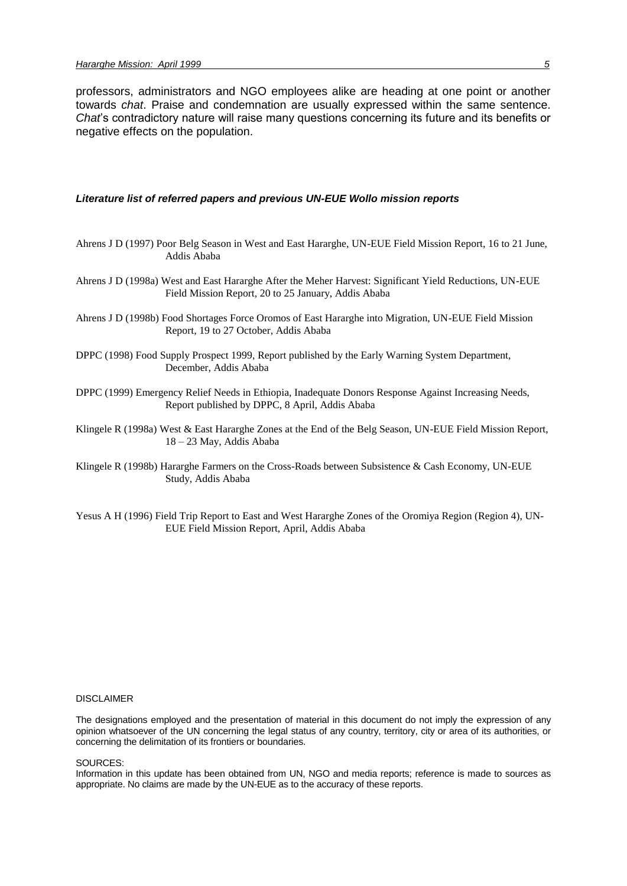professors, administrators and NGO employees alike are heading at one point or another towards *chat*. Praise and condemnation are usually expressed within the same sentence. *Chat*'s contradictory nature will raise many questions concerning its future and its benefits or negative effects on the population.

### *Literature list of referred papers and previous UN-EUE Wollo mission reports*

Ahrens J D (1997) Poor Belg Season in West and East Hararghe, UN-EUE Field Mission Report, 16 to 21 June, Addis Ababa

Ahrens J D (1998a) West and East Hararghe After the Meher Harvest: Significant Yield Reductions, UN-EUE Field Mission Report, 20 to 25 January, Addis Ababa

Ahrens J D (1998b) Food Shortages Force Oromos of East Hararghe into Migration, UN-EUE Field Mission Report, 19 to 27 October, Addis Ababa

DPPC (1998) Food Supply Prospect 1999, Report published by the Early Warning System Department, December, Addis Ababa

DPPC (1999) Emergency Relief Needs in Ethiopia, Inadequate Donors Response Against Increasing Needs, Report published by DPPC, 8 April, Addis Ababa

Klingele R (1998a) West & East Hararghe Zones at the End of the Belg Season, UN-EUE Field Mission Report, 18 – 23 May, Addis Ababa

Klingele R (1998b) Hararghe Farmers on the Cross-Roads between Subsistence & Cash Economy, UN-EUE Study, Addis Ababa

Yesus A H (1996) Field Trip Report to East and West Hararghe Zones of the Oromiya Region (Region 4), UN-EUE Field Mission Report, April, Addis Ababa

DISCLAIMER

The designations employed and the presentation of material in this document do not imply the expression of any opinion whatsoever of the UN concerning the legal status of any country, territory, city or area of its authorities, or concerning the delimitation of its frontiers or boundaries.

SOURCES:

Information in this update has been obtained from UN, NGO and media reports; reference is made to sources as appropriate. No claims are made by the UN-EUE as to the accuracy of these reports.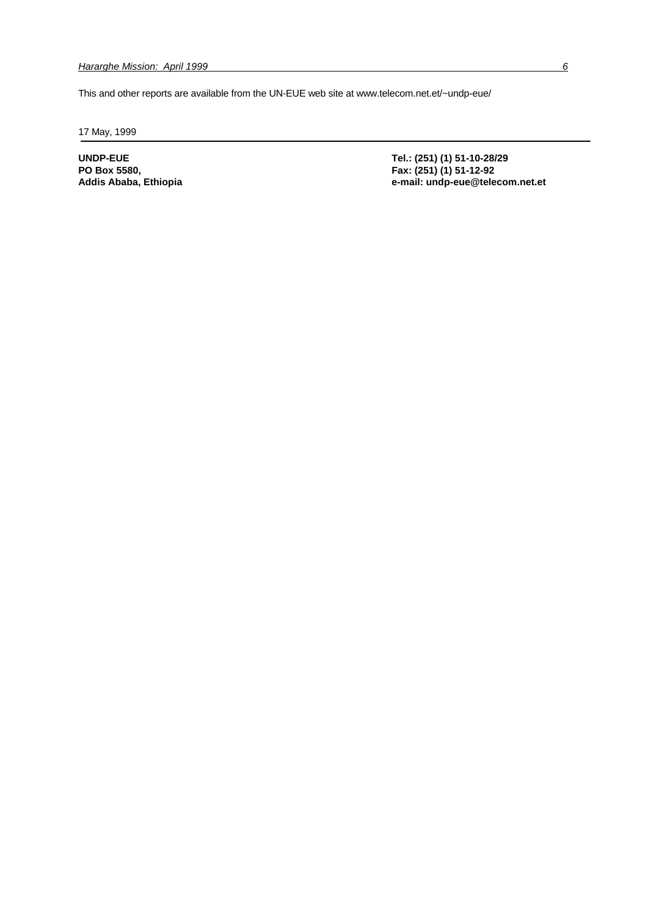This and other reports are available from the UN-EUE web site at www.telecom.net.et/~undp-eue/

17 May, 1999

---

**UNDP-EUE**
**PO Box 5580,**
**Addis Ababa, Ethiopia**

**Tel.: (251) (1) 51-10-28/29**
**Fax: (251) (1) 51-12-92**
**e-mail: undp-eue@telecom.net.et**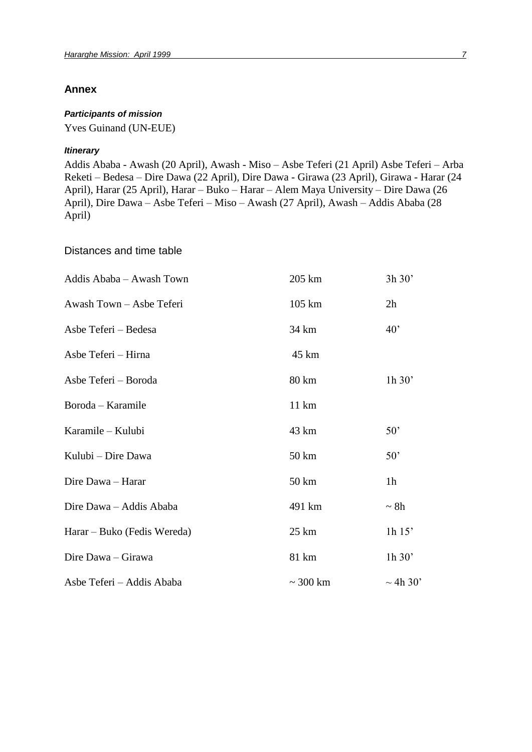## Annex

### *Participants of mission*

Yves Guinand (UN-EUE)

### *Itinerary*

Addis Ababa - Awash (20 April), Awash - Miso – Asbe Teferi (21 April) Asbe Teferi – Arba Reketi – Bedesa – Dire Dawa (22 April), Dire Dawa - Girawa (23 April), Girawa - Harar (24 April), Harar (25 April), Harar – Buko – Harar – Alem Maya University – Dire Dawa (26 April), Dire Dawa – Asbe Teferi – Miso – Awash (27 April), Awash – Addis Ababa (28 April)

### Distances and time table

| | | |
|---|---|---|
| Addis Ababa – Awash Town | 205 km | 3h 30’ |
| Awash Town – Asbe Teferi | 105 km | 2h |
| Asbe Teferi – Bedesa | 34 km | 40’ |
| Asbe Teferi – Hirna | 45 km | |
| Asbe Teferi – Boroda | 80 km | 1h 30’ |
| Boroda – Karamile | 11 km | |
| Karamile – Kulubi | 43 km | 50’ |
| Kulubi – Dire Dawa | 50 km | 50’ |
| Dire Dawa – Harar | 50 km | 1h |
| Dire Dawa – Addis Ababa | 491 km | ~ 8h |
| Harar – Buko (Fedis Wereda) | 25 km | 1h 15’ |
| Dire Dawa – Girawa | 81 km | 1h 30’ |
| Asbe Teferi – Addis Ababa | ~ 300 km | ~ 4h 30’ |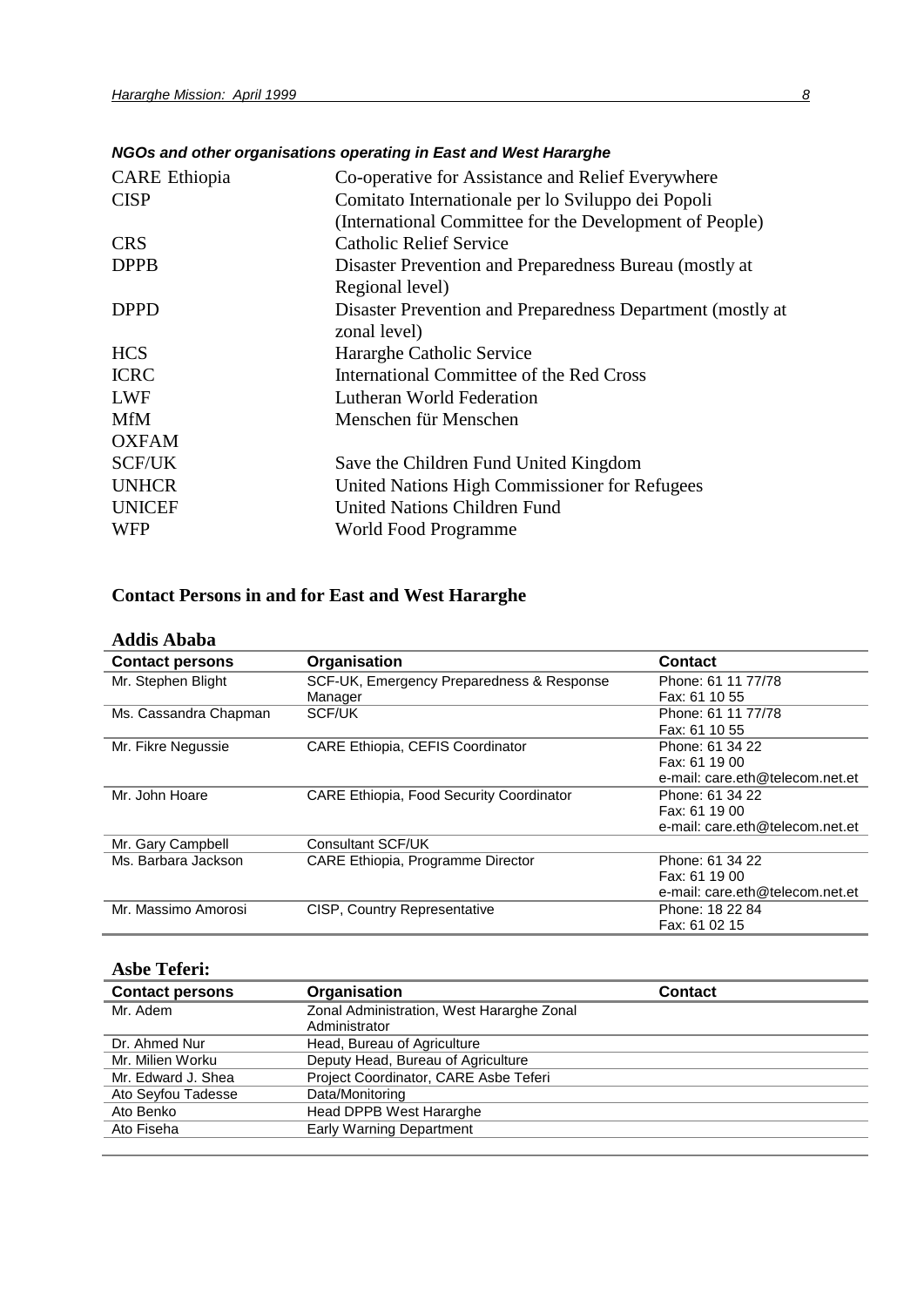### *NGOs and other organisations operating in East and West Hararghe*

| | |
|---|---|
| CARE Ethiopia | Co-operative for Assistance and Relief Everywhere |
| CISP | Comitato Internationale per lo Sviluppo dei Popoli (International Committee for the Development of People) |
| CRS | Catholic Relief Service |
| DPPB | Disaster Prevention and Preparedness Bureau (mostly at Regional level) |
| DPPD | Disaster Prevention and Preparedness Department (mostly at zonal level) |
| HCS | Hararghe Catholic Service |
| ICRC | International Committee of the Red Cross |
| LWF | Lutheran World Federation |
| MfM | Menschen für Menschen |
| OXFAM | |
| SCF/UK | Save the Children Fund United Kingdom |
| UNHCR | United Nations High Commissioner for Refugees |
| UNICEF | United Nations Children Fund |
| WFP | World Food Programme |

## Contact Persons in and for East and West Hararghe

### Addis Ababa

| Contact persons | Organisation | Contact |
|---|---|---|
| Mr. Stephen Blight | SCF-UK, Emergency Preparedness & Response Manager | Phone: 61 11 77/78<br>Fax: 61 10 55 |
| Ms. Cassandra Chapman | SCF/UK | Phone: 61 11 77/78<br>Fax: 61 10 55 |
| Mr. Fikre Negussie | CARE Ethiopia, CEFIS Coordinator | Phone: 61 34 22<br>Fax: 61 19 00<br>e-mail: care.eth@telecom.net.et |
| Mr. John Hoare | CARE Ethiopia, Food Security Coordinator | Phone: 61 34 22<br>Fax: 61 19 00<br>e-mail: care.eth@telecom.net.et |
| Mr. Gary Campbell | Consultant SCF/UK | |
| Ms. Barbara Jackson | CARE Ethiopia, Programme Director | Phone: 61 34 22<br>Fax: 61 19 00<br>e-mail: care.eth@telecom.net.et |
| Mr. Massimo Amorosi | CISP, Country Representative | Phone: 18 22 84<br>Fax: 61 02 15 |

### Asbe Teferi:

| Contact persons | Organisation | Contact |
|---|---|---|
| Mr. Adem | Zonal Administration, West Hararghe Zonal Administrator | |
| Dr. Ahmed Nur | Head, Bureau of Agriculture | |
| Mr. Milien Worku | Deputy Head, Bureau of Agriculture | |
| Mr. Edward J. Shea | Project Coordinator, CARE Asbe Teferi | |
| Ato Seyfou Tadesse | Data/Monitoring | |
| Ato Benko | Head DPPB West Hararghe | |
| Ato Fiseha | Early Warning Department | |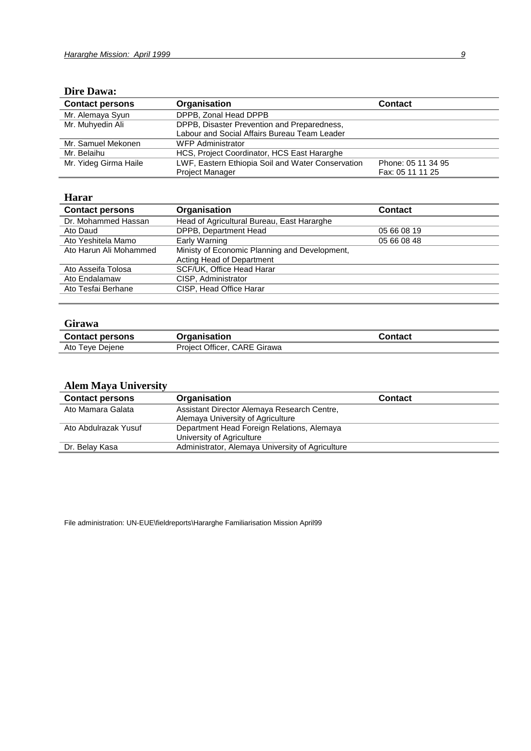## Dire Dawa:

| Contact persons | Organisation | Contact |
|---|---|---|
| Mr. Alemaya Syun | DPPB, Zonal Head DPPB | |
| Mr. Muhyedin Ali | DPPB, Disaster Prevention and Preparedness, Labour and Social Affairs Bureau Team Leader | |
| Mr. Samuel Mekonen | WFP Administrator | |
| Mr. Belaihu | HCS, Project Coordinator, HCS East Hararghe | |
| Mr. Yideg Girma Haile | LWF, Eastern Ethiopia Soil and Water Conservation Project Manager | Phone: 05 11 34 95 Fax: 05 11 11 25 |

## Harar

| Contact persons | Organisation | Contact |
|---|---|---|
| Dr. Mohammed Hassan | Head of Agricultural Bureau, East Hararghe | |
| Ato Daud | DPPB, Department Head | 05 66 08 19 |
| Ato Yeshitela Mamo | Early Warning | 05 66 08 48 |
| Ato Harun Ali Mohammed | Ministy of Economic Planning and Development, Acting Head of Department | |
| Ato Asseifa Tolosa | SCF/UK, Office Head Harar | |
| Ato Endalamaw | CISP, Administrator | |
| Ato Tesfai Berhane | CISP, Head Office Harar | |

## Girawa

| Contact persons | Organisation | Contact |
|---|---|---|
| Ato Teye Dejene | Project Officer, CARE Girawa | |

## Alem Maya University

| Contact persons | Organisation | Contact |
|---|---|---|
| Ato Mamara Galata | Assistant Director Alemaya Research Centre, Alemaya University of Agriculture | |
| Ato Abdulrazak Yusuf | Department Head Foreign Relations, Alemaya University of Agriculture | |
| Dr. Belay Kasa | Administrator, Alemaya University of Agriculture | |

File administration: UN-EUE\fieldreports\Hararghe Familiarisation Mission April99